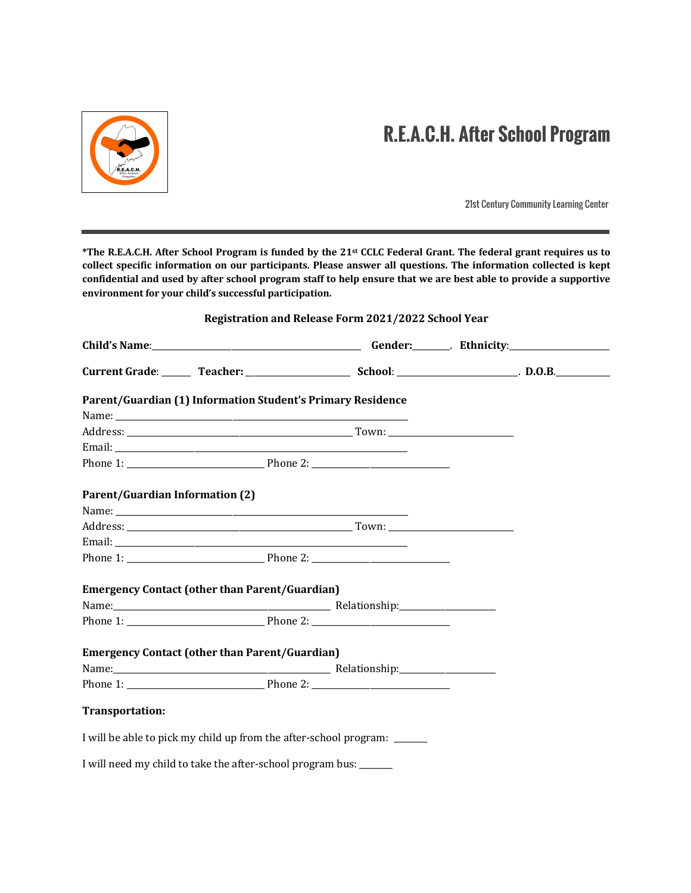# R.E.A.C.H. After School Program

21st Century Community Learning Center

**\*The R.E.A.C.H. After School Program is funded by the 21st CCLC Federal Grant. The federal grant requires us to collect specific information on our participants. Please answer all questions. The information collected is kept confidential and used by after school program staff to help ensure that we are best able to provide a supportive environment for your child's successful participation.**

**Registration and Release Form 2021/2022 School Year**

**Child's Name**:______________________________ **Gender:**______. **Ethnicity**:________________

**Current Grade**: _____ **Teacher:** ________________ **School**: ____________________. **D.O.B.**__________

**Parent/Guardian (1) Information Student's Primary Residence**

Name: ________________________________________

Address: ______________________________ Town: ____________________

Email: ________________________________________

Phone 1: ____________________ Phone 2: ____________________

**Parent/Guardian Information (2)**

Name: ________________________________________

Address: ______________________________ Town: ____________________

Email: ________________________________________

Phone 1: ____________________ Phone 2: ____________________

**Emergency Contact (other than Parent/Guardian)**

Name:______________________________ Relationship:________________

Phone 1: ____________________ Phone 2: ____________________

**Emergency Contact (other than Parent/Guardian)**

Name:______________________________ Relationship:________________

Phone 1: ____________________ Phone 2: ____________________

**Transportation:**

I will be able to pick my child up from the after-school program: ______

I will need my child to take the after-school program bus: ______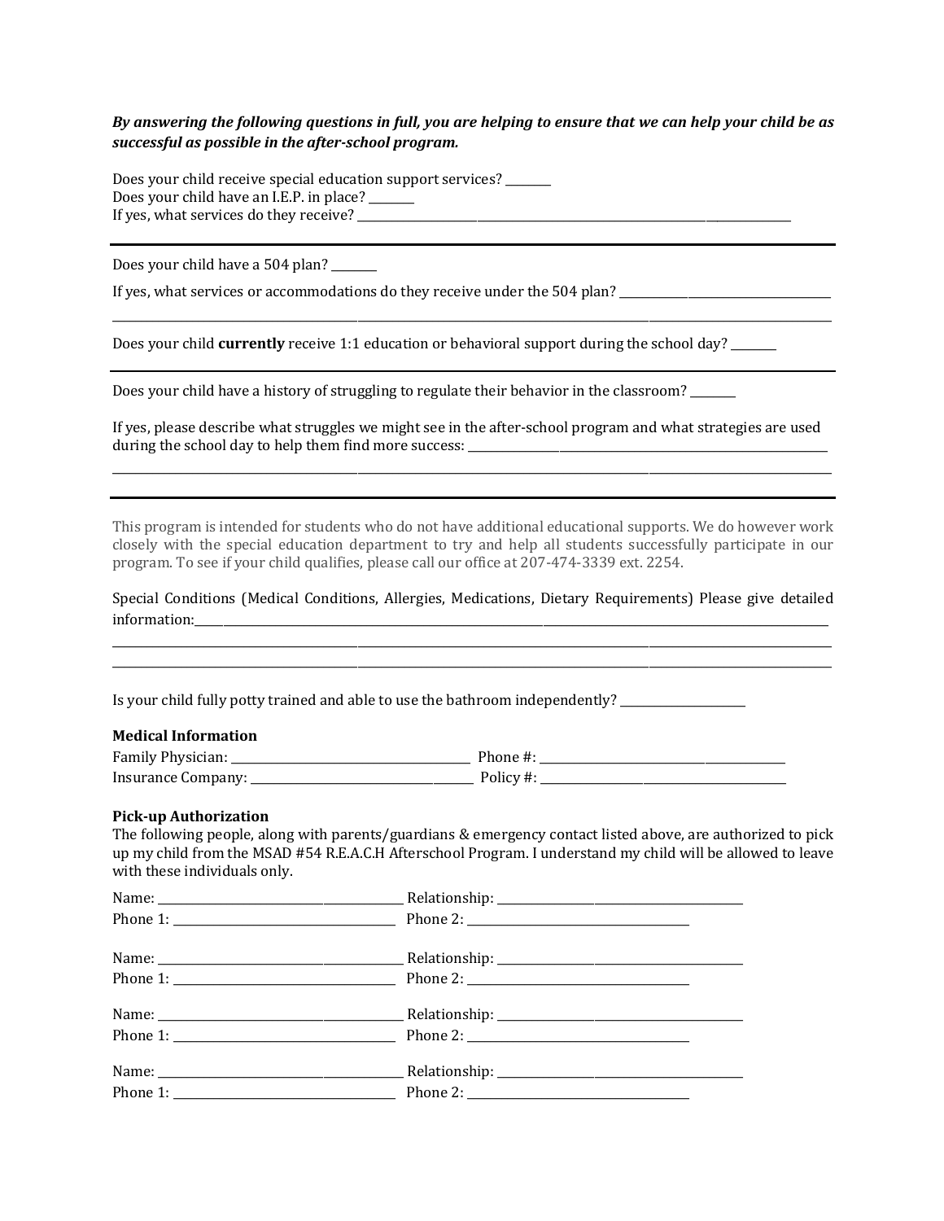***By answering the following questions in full, you are helping to ensure that we can help your child be as successful as possible in the after-school program.***

Does your child receive special education support services? _______
Does your child have an I.E.P. in place? _______
If yes, what services do they receive? _______________________________________________

---

Does your child have a 504 plan? _______

If yes, what services or accommodations do they receive under the 504 plan? _______________________________________________

_______________________________________________

Does your child **currently** receive 1:1 education or behavioral support during the school day? _______

---

Does your child have a history of struggling to regulate their behavior in the classroom? _______

If yes, please describe what struggles we might see in the after-school program and what strategies are used during the school day to help them find more success: _______________________________________________

_______________________________________________

---

This program is intended for students who do not have additional educational supports. We do however work closely with the special education department to try and help all students successfully participate in our program. To see if your child qualifies, please call our office at 207-474-3339 ext. 2254.

Special Conditions (Medical Conditions, Allergies, Medications, Dietary Requirements) Please give detailed information:_______________________________________________

_______________________________________________

_______________________________________________

Is your child fully potty trained and able to use the bathroom independently? _______________

**Medical Information**

Family Physician: _______________________ Phone #: _______________________
Insurance Company: _______________________ Policy #: _______________________

**Pick-up Authorization**

The following people, along with parents/guardians & emergency contact listed above, are authorized to pick up my child from the MSAD #54 R.E.A.C.H Afterschool Program. I understand my child will be allowed to leave with these individuals only.

Name: _______________________ Relationship: _______________________
Phone 1: _______________________ Phone 2: _______________________

Name: _______________________ Relationship: _______________________
Phone 1: _______________________ Phone 2: _______________________

Name: _______________________ Relationship: _______________________
Phone 1: _______________________ Phone 2: _______________________

Name: _______________________ Relationship: _______________________
Phone 1: _______________________ Phone 2: _______________________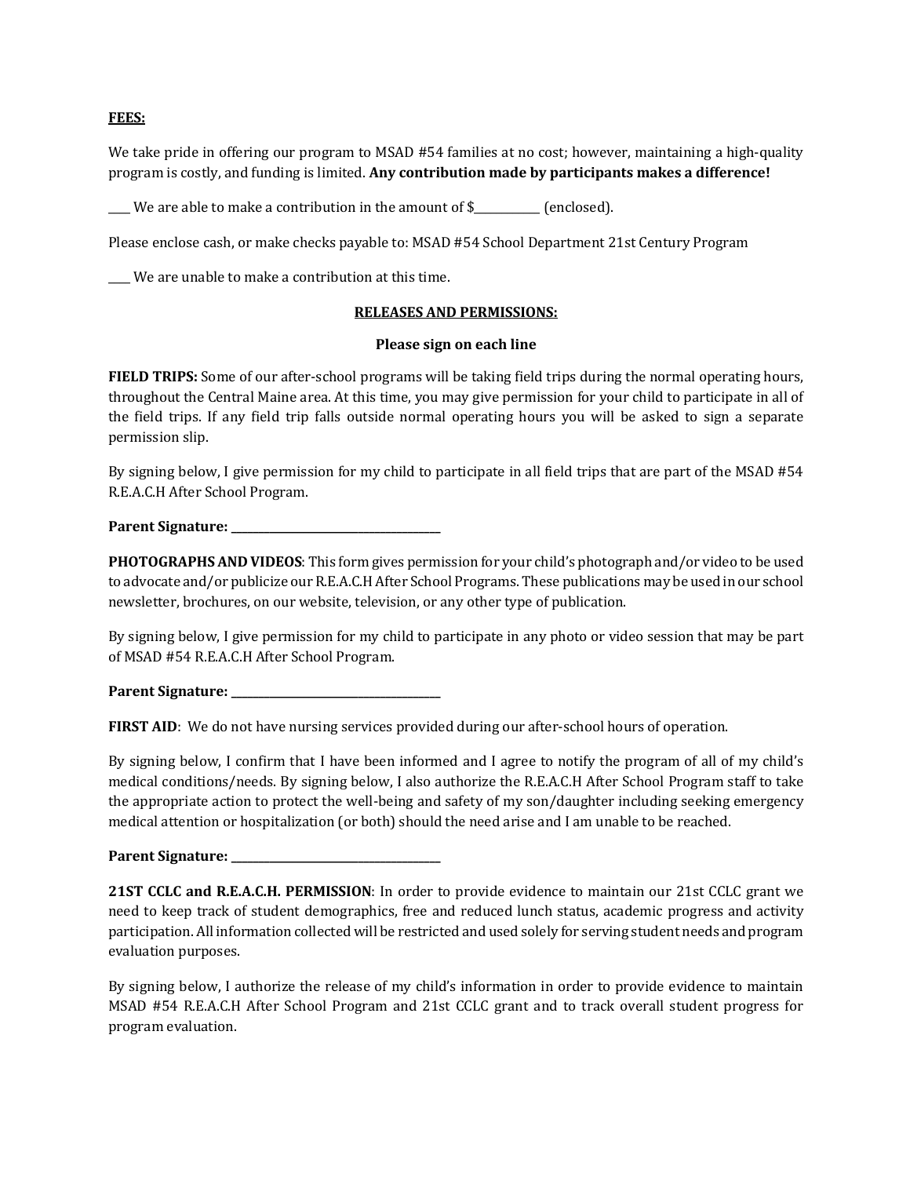**FEES:**

We take pride in offering our program to MSAD #54 families at no cost; however, maintaining a high-quality program is costly, and funding is limited. **Any contribution made by participants makes a difference!**

____ We are able to make a contribution in the amount of $___________ (enclosed).

Please enclose cash, or make checks payable to: MSAD #54 School Department 21st Century Program

____ We are unable to make a contribution at this time.

## RELEASES AND PERMISSIONS:

**Please sign on each line**

**FIELD TRIPS:** Some of our after-school programs will be taking field trips during the normal operating hours, throughout the Central Maine area. At this time, you may give permission for your child to participate in all of the field trips. If any field trip falls outside normal operating hours you will be asked to sign a separate permission slip.

By signing below, I give permission for my child to participate in all field trips that are part of the MSAD #54 R.E.A.C.H After School Program.

**Parent Signature: ___________________________________**

**PHOTOGRAPHS AND VIDEOS**: This form gives permission for your child's photograph and/or video to be used to advocate and/or publicize our R.E.A.C.H After School Programs. These publications may be used in our school newsletter, brochures, on our website, television, or any other type of publication.

By signing below, I give permission for my child to participate in any photo or video session that may be part of MSAD #54 R.E.A.C.H After School Program.

**Parent Signature: ___________________________________**

**FIRST AID**: We do not have nursing services provided during our after-school hours of operation.

By signing below, I confirm that I have been informed and I agree to notify the program of all of my child's medical conditions/needs. By signing below, I also authorize the R.E.A.C.H After School Program staff to take the appropriate action to protect the well-being and safety of my son/daughter including seeking emergency medical attention or hospitalization (or both) should the need arise and I am unable to be reached.

**Parent Signature: ___________________________________**

**21ST CCLC and R.E.A.C.H. PERMISSION**: In order to provide evidence to maintain our 21st CCLC grant we need to keep track of student demographics, free and reduced lunch status, academic progress and activity participation. All information collected will be restricted and used solely for serving student needs and program evaluation purposes.

By signing below, I authorize the release of my child's information in order to provide evidence to maintain MSAD #54 R.E.A.C.H After School Program and 21st CCLC grant and to track overall student progress for program evaluation.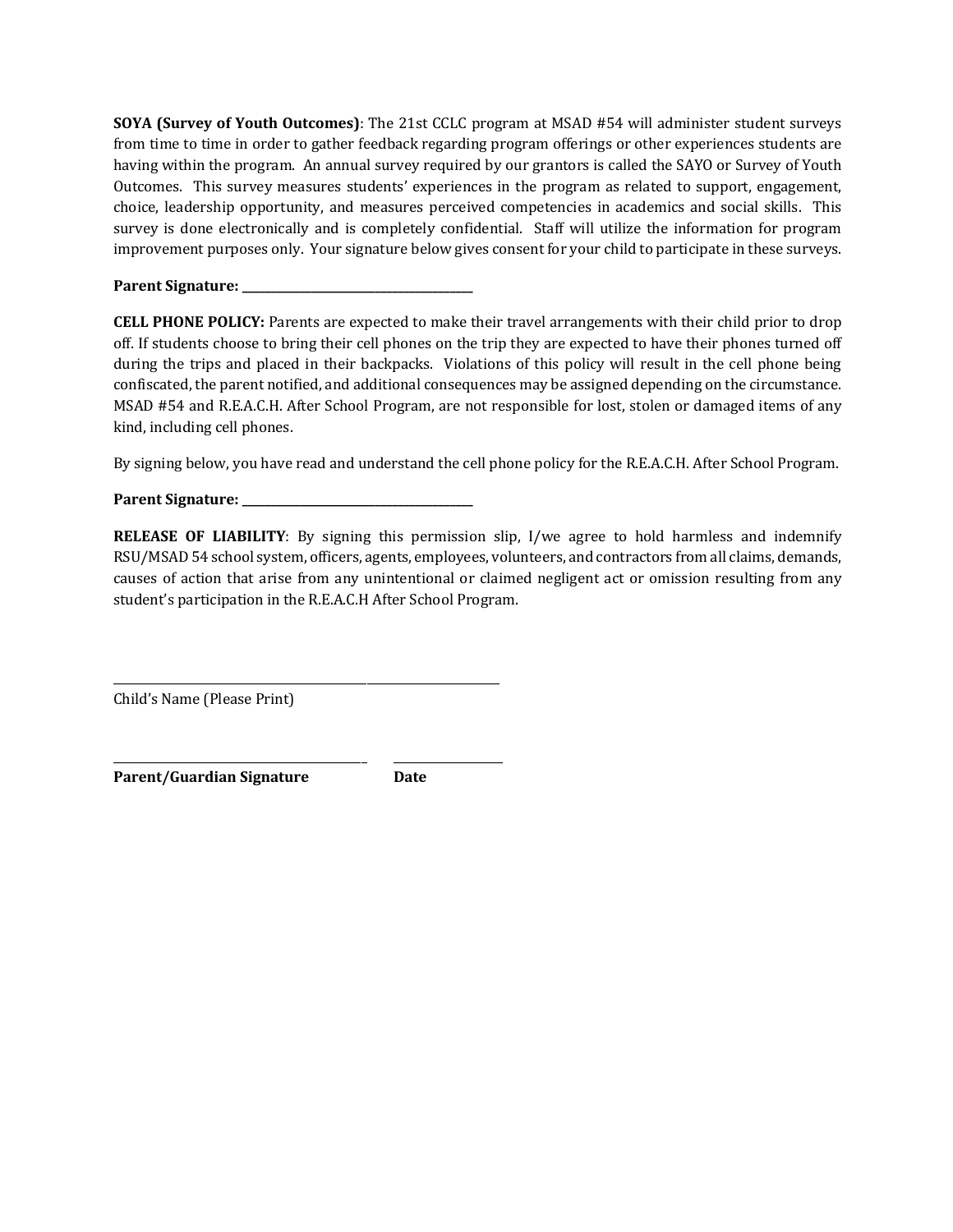**SOYA (Survey of Youth Outcomes)**: The 21st CCLC program at MSAD #54 will administer student surveys from time to time in order to gather feedback regarding program offerings or other experiences students are having within the program. An annual survey required by our grantors is called the SAYO or Survey of Youth Outcomes. This survey measures students' experiences in the program as related to support, engagement, choice, leadership opportunity, and measures perceived competencies in academics and social skills. This survey is done electronically and is completely confidential. Staff will utilize the information for program improvement purposes only. Your signature below gives consent for your child to participate in these surveys.

**Parent Signature: \_\_\_\_\_\_\_\_\_\_\_\_\_\_\_\_\_\_\_\_\_\_\_\_\_\_\_\_\_\_\_\_\_\_\_\_\_\_**

**CELL PHONE POLICY:** Parents are expected to make their travel arrangements with their child prior to drop off. If students choose to bring their cell phones on the trip they are expected to have their phones turned off during the trips and placed in their backpacks. Violations of this policy will result in the cell phone being confiscated, the parent notified, and additional consequences may be assigned depending on the circumstance. MSAD #54 and R.E.A.C.H. After School Program, are not responsible for lost, stolen or damaged items of any kind, including cell phones.

By signing below, you have read and understand the cell phone policy for the R.E.A.C.H. After School Program.

**Parent Signature: \_\_\_\_\_\_\_\_\_\_\_\_\_\_\_\_\_\_\_\_\_\_\_\_\_\_\_\_\_\_\_\_\_\_\_\_\_\_**

**RELEASE OF LIABILITY**: By signing this permission slip, I/we agree to hold harmless and indemnify RSU/MSAD 54 school system, officers, agents, employees, volunteers, and contractors from all claims, demands, causes of action that arise from any unintentional or claimed negligent act or omission resulting from any student's participation in the R.E.A.C.H After School Program.

\_\_\_\_\_\_\_\_\_\_\_\_\_\_\_\_\_\_\_\_\_\_\_\_\_\_\_\_\_\_\_\_\_\_\_\_\_\_\_\_\_\_\_\_\_\_\_\_\_\_\_\_\_\_\_\_\_\_\_\_\_\_

Child's Name (Please Print)

\_\_\_\_\_\_\_\_\_\_\_\_\_\_\_\_\_\_\_\_\_\_\_\_\_\_\_\_\_\_\_\_\_\_\_\_\_\_\_\_\_\_ \_\_\_\_\_\_\_\_\_\_\_\_\_\_\_\_\_\_

**Parent/Guardian Signature** **Date**